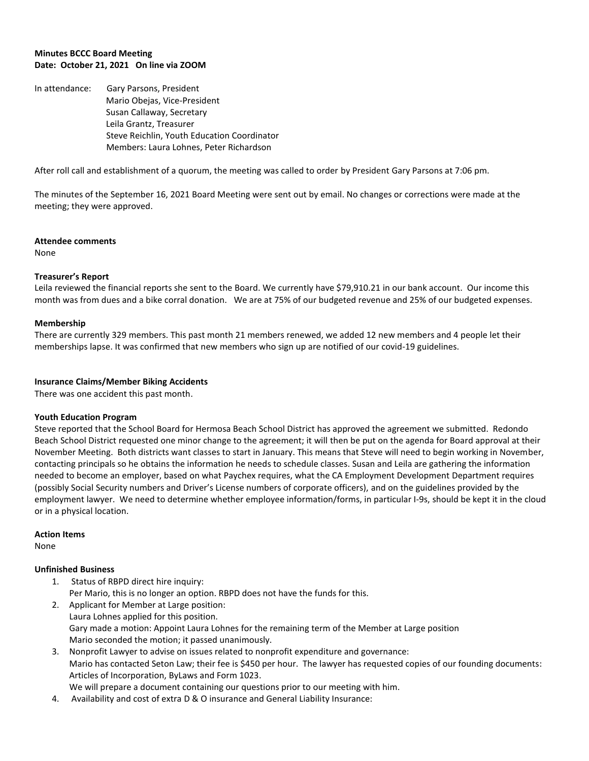**Minutes BCCC Board Meeting**
**Date: October 21, 2021 On line via ZOOM**

In attendance: Gary Parsons, President
Mario Obejas, Vice-President
Susan Callaway, Secretary
Leila Grantz, Treasurer
Steve Reichlin, Youth Education Coordinator
Members: Laura Lohnes, Peter Richardson

After roll call and establishment of a quorum, the meeting was called to order by President Gary Parsons at 7:06 pm.

The minutes of the September 16, 2021 Board Meeting were sent out by email. No changes or corrections were made at the meeting; they were approved.

**Attendee comments**

None

**Treasurer's Report**

Leila reviewed the financial reports she sent to the Board. We currently have $79,910.21 in our bank account. Our income this month was from dues and a bike corral donation. We are at 75% of our budgeted revenue and 25% of our budgeted expenses.

**Membership**

There are currently 329 members. This past month 21 members renewed, we added 12 new members and 4 people let their memberships lapse. It was confirmed that new members who sign up are notified of our covid-19 guidelines.

**Insurance Claims/Member Biking Accidents**

There was one accident this past month.

**Youth Education Program**

Steve reported that the School Board for Hermosa Beach School District has approved the agreement we submitted. Redondo Beach School District requested one minor change to the agreement; it will then be put on the agenda for Board approval at their November Meeting. Both districts want classes to start in January. This means that Steve will need to begin working in November, contacting principals so he obtains the information he needs to schedule classes. Susan and Leila are gathering the information needed to become an employer, based on what Paychex requires, what the CA Employment Development Department requires (possibly Social Security numbers and Driver's License numbers of corporate officers), and on the guidelines provided by the employment lawyer. We need to determine whether employee information/forms, in particular I-9s, should be kept it in the cloud or in a physical location.

**Action Items**

None

**Unfinished Business**

1. Status of RBPD direct hire inquiry:
   Per Mario, this is no longer an option. RBPD does not have the funds for this.
2. Applicant for Member at Large position:
   Laura Lohnes applied for this position.
   Gary made a motion: Appoint Laura Lohnes for the remaining term of the Member at Large position
   Mario seconded the motion; it passed unanimously.
3. Nonprofit Lawyer to advise on issues related to nonprofit expenditure and governance:
   Mario has contacted Seton Law; their fee is $450 per hour. The lawyer has requested copies of our founding documents: Articles of Incorporation, ByLaws and Form 1023.
   We will prepare a document containing our questions prior to our meeting with him.
4. Availability and cost of extra D & O insurance and General Liability Insurance: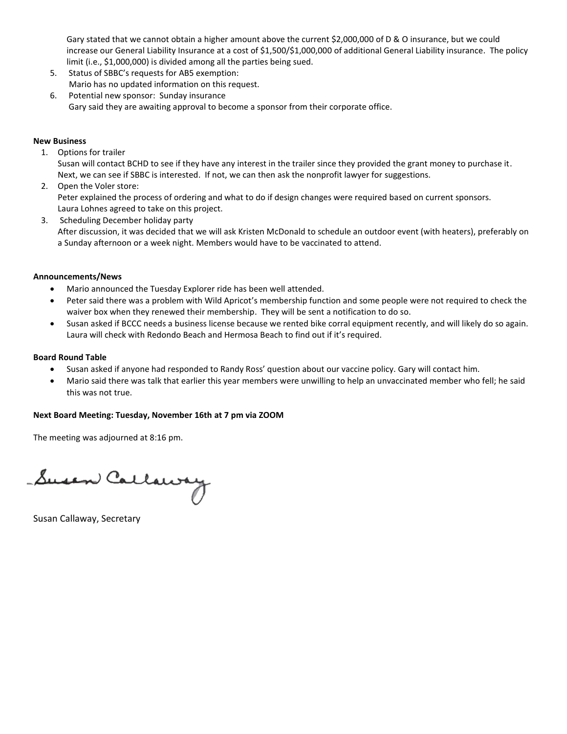Gary stated that we cannot obtain a higher amount above the current $2,000,000 of D & O insurance, but we could increase our General Liability Insurance at a cost of $1,500/$1,000,000 of additional General Liability insurance. The policy limit (i.e., $1,000,000) is divided among all the parties being sued.

5. Status of SBBC's requests for AB5 exemption:
   Mario has no updated information on this request.
6. Potential new sponsor: Sunday insurance
   Gary said they are awaiting approval to become a sponsor from their corporate office.

**New Business**

1. Options for trailer
   Susan will contact BCHD to see if they have any interest in the trailer since they provided the grant money to purchase it. Next, we can see if SBBC is interested. If not, we can then ask the nonprofit lawyer for suggestions.
2. Open the Voler store:
   Peter explained the process of ordering and what to do if design changes were required based on current sponsors. Laura Lohnes agreed to take on this project.
3. Scheduling December holiday party
   After discussion, it was decided that we will ask Kristen McDonald to schedule an outdoor event (with heaters), preferably on a Sunday afternoon or a week night. Members would have to be vaccinated to attend.

**Announcements/News**

- Mario announced the Tuesday Explorer ride has been well attended.
- Peter said there was a problem with Wild Apricot's membership function and some people were not required to check the waiver box when they renewed their membership. They will be sent a notification to do so.
- Susan asked if BCCC needs a business license because we rented bike corral equipment recently, and will likely do so again. Laura will check with Redondo Beach and Hermosa Beach to find out if it's required.

**Board Round Table**

- Susan asked if anyone had responded to Randy Ross' question about our vaccine policy. Gary will contact him.
- Mario said there was talk that earlier this year members were unwilling to help an unvaccinated member who fell; he said this was not true.

**Next Board Meeting: Tuesday, November 16th at 7 pm via ZOOM**

The meeting was adjourned at 8:16 pm.

Susan Callaway

Susan Callaway, Secretary